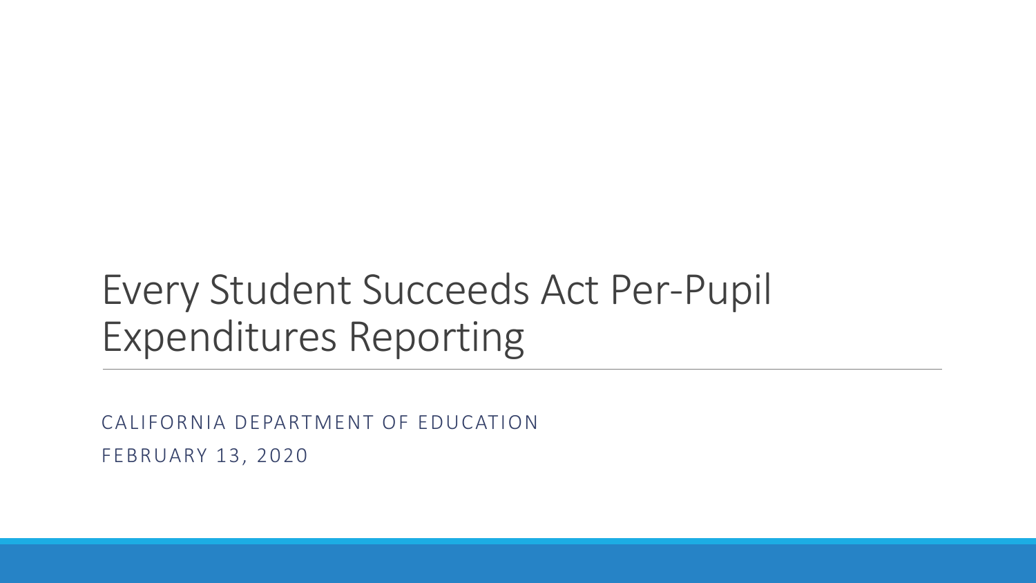# Every Student Succeeds Act Per-Pupil Expenditures Reporting

CALIFORNIA DEPARTMENT OF EDUCATION

FEBRUARY 13, 2020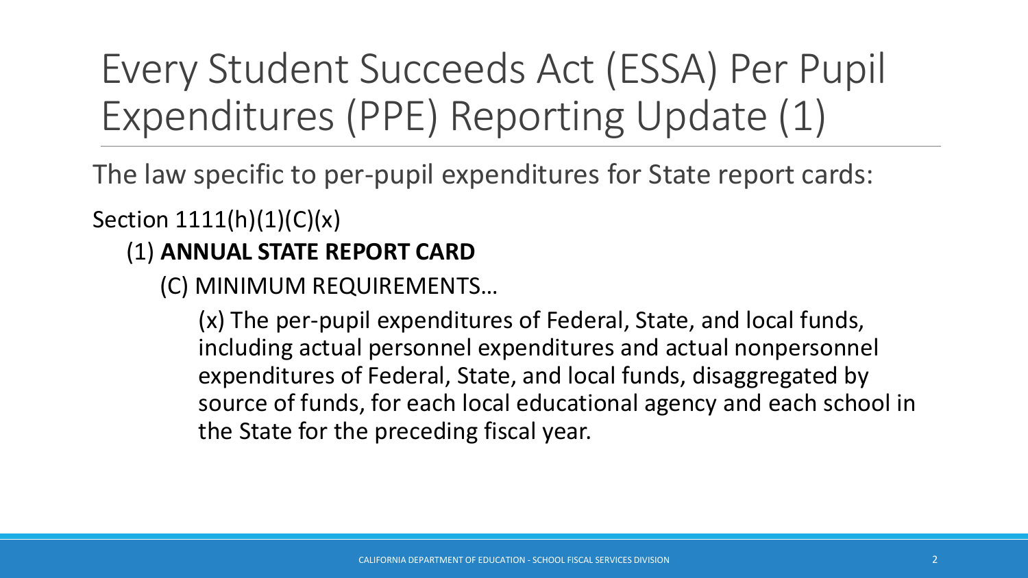# Every Student Succeeds Act (ESSA) Per Pupil Expenditures (PPE) Reporting Update (1)

The law specific to per-pupil expenditures for State report cards:

Section 1111(h)(1)(C)(x)

(1) **ANNUAL STATE REPORT CARD**

(C) MINIMUM REQUIREMENTS…

(x) The per-pupil expenditures of Federal, State, and local funds, including actual personnel expenditures and actual nonpersonnel expenditures of Federal, State, and local funds, disaggregated by source of funds, for each local educational agency and each school in the State for the preceding fiscal year.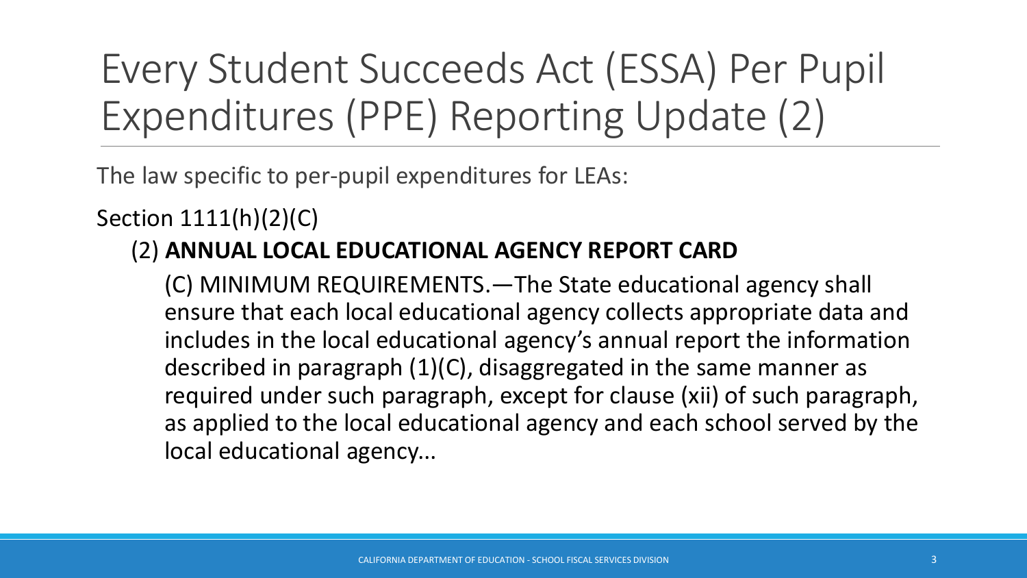# Every Student Succeeds Act (ESSA) Per Pupil Expenditures (PPE) Reporting Update (2)

The law specific to per-pupil expenditures for LEAs:

Section 1111(h)(2)(C)

(2) **ANNUAL LOCAL EDUCATIONAL AGENCY REPORT CARD**

(C) MINIMUM REQUIREMENTS.—The State educational agency shall ensure that each local educational agency collects appropriate data and includes in the local educational agency's annual report the information described in paragraph (1)(C), disaggregated in the same manner as required under such paragraph, except for clause (xii) of such paragraph, as applied to the local educational agency and each school served by the local educational agency...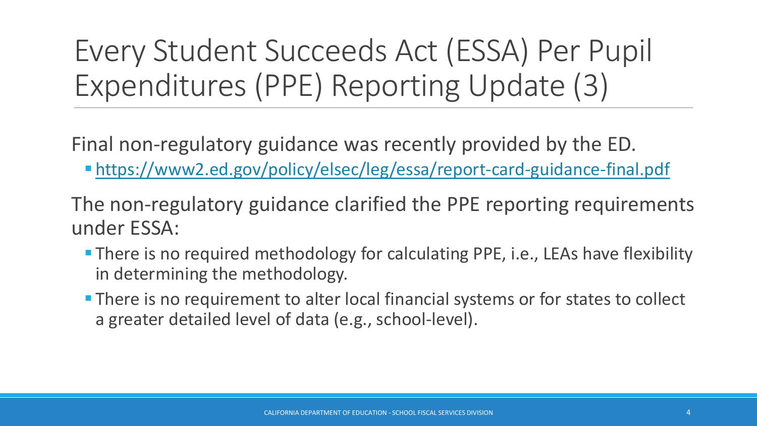# Every Student Succeeds Act (ESSA) Per Pupil Expenditures (PPE) Reporting Update (3)

Final non-regulatory guidance was recently provided by the ED.

- https://www2.ed.gov/policy/elsec/leg/essa/report-card-guidance-final.pdf

The non-regulatory guidance clarified the PPE reporting requirements under ESSA:

- There is no required methodology for calculating PPE, i.e., LEAs have flexibility in determining the methodology.
- There is no requirement to alter local financial systems or for states to collect a greater detailed level of data (e.g., school-level).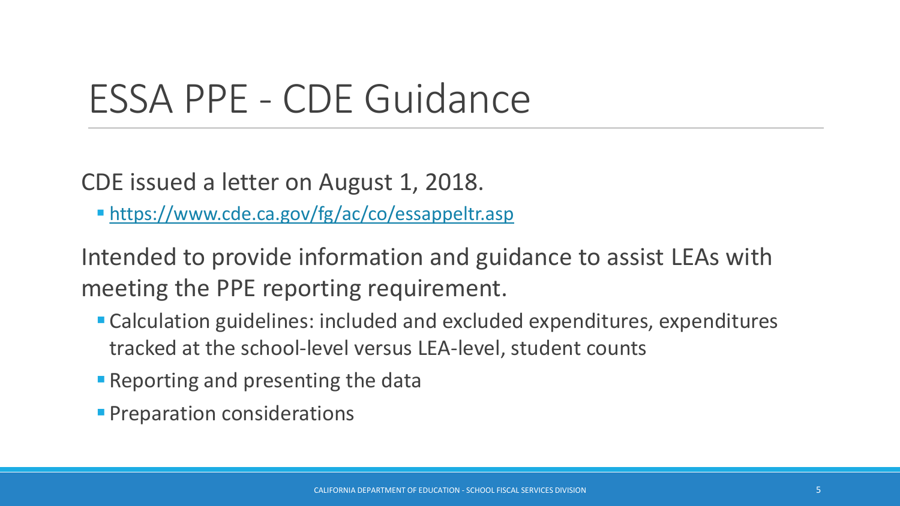# ESSA PPE - CDE Guidance

CDE issued a letter on August 1, 2018.

- https://www.cde.ca.gov/fg/ac/co/essappeltr.asp

Intended to provide information and guidance to assist LEAs with meeting the PPE reporting requirement.

- Calculation guidelines: included and excluded expenditures, expenditures tracked at the school-level versus LEA-level, student counts
- Reporting and presenting the data
- Preparation considerations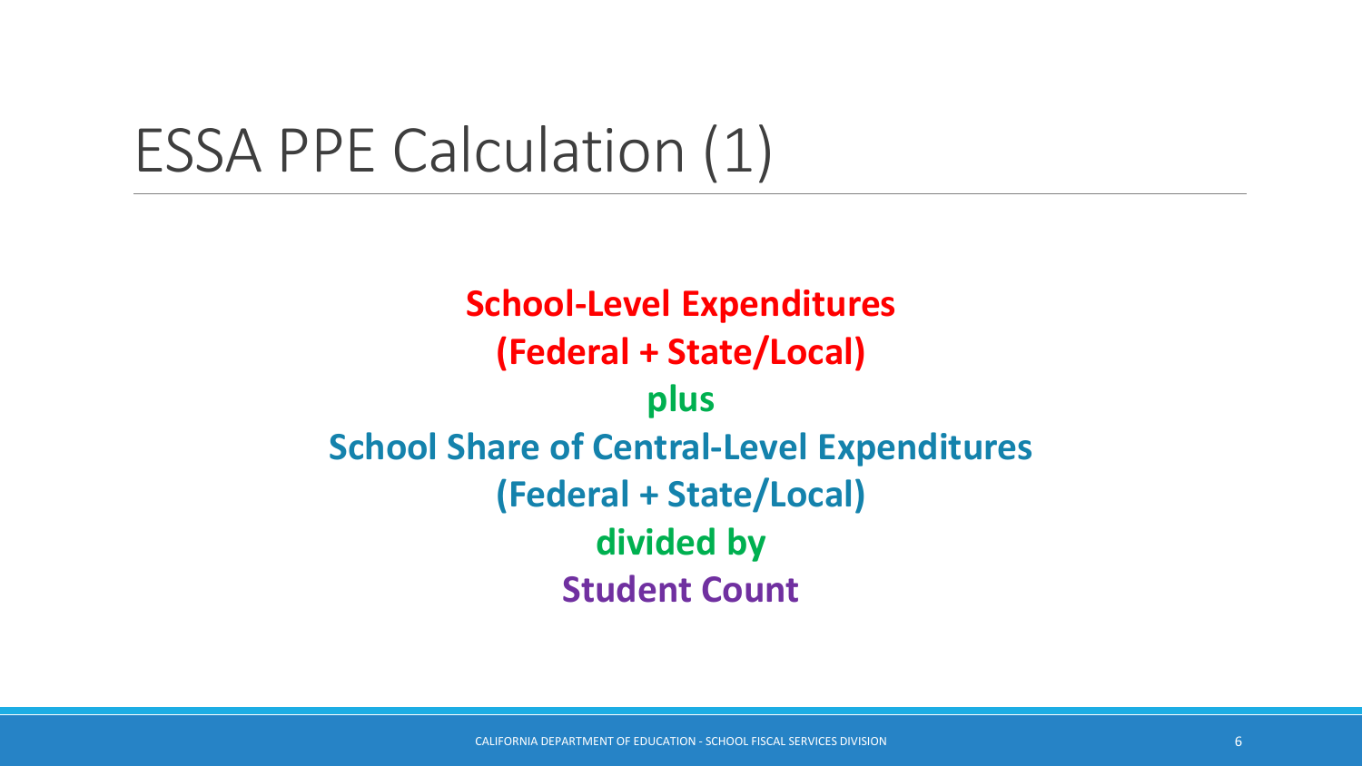# ESSA PPE Calculation (1)

**School-Level Expenditures**
**(Federal + State/Local)**
**plus**
**School Share of Central-Level Expenditures**
**(Federal + State/Local)**
**divided by**
**Student Count**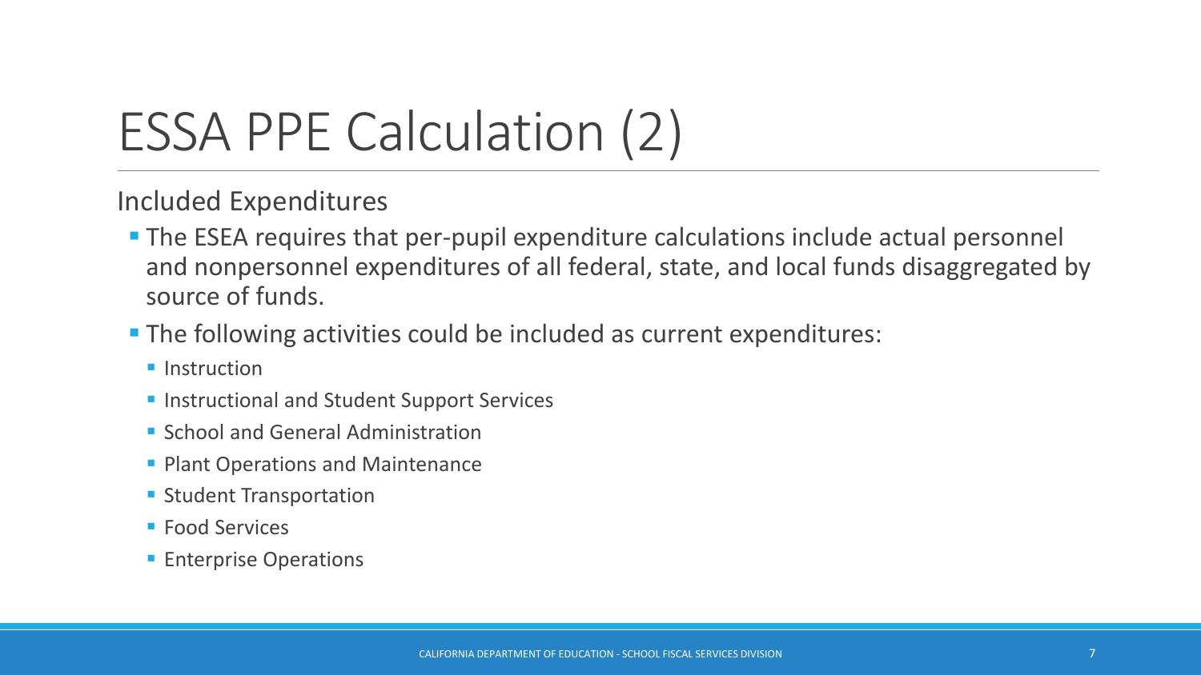# ESSA PPE Calculation (2)

Included Expenditures

- The ESEA requires that per-pupil expenditure calculations include actual personnel and nonpersonnel expenditures of all federal, state, and local funds disaggregated by source of funds.
- The following activities could be included as current expenditures:
  - Instruction
  - Instructional and Student Support Services
  - School and General Administration
  - Plant Operations and Maintenance
  - Student Transportation
  - Food Services
  - Enterprise Operations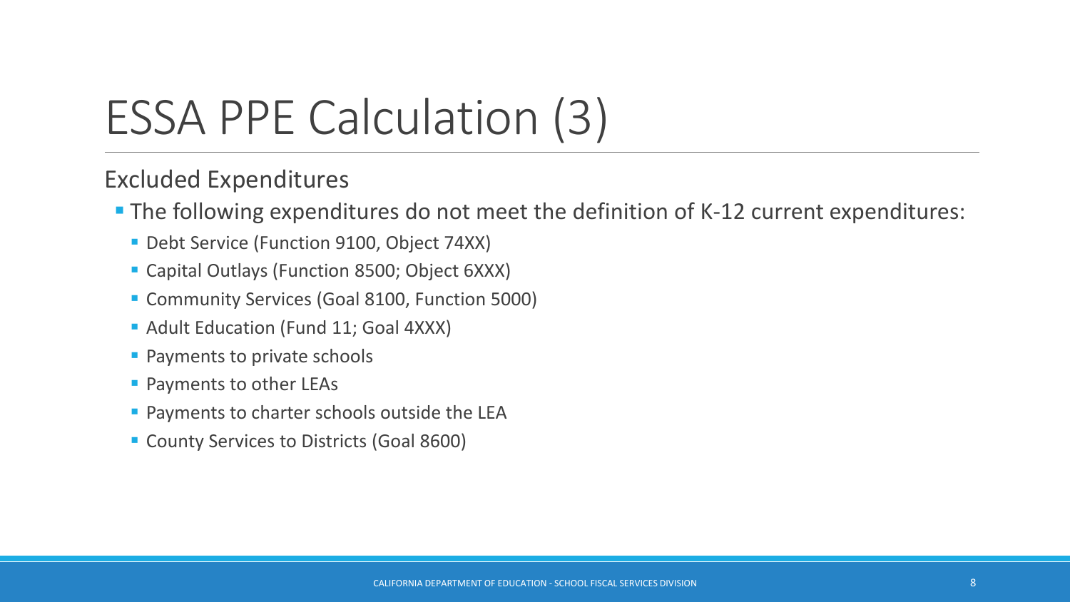# ESSA PPE Calculation (3)

## Excluded Expenditures

- The following expenditures do not meet the definition of K-12 current expenditures:
  - Debt Service (Function 9100, Object 74XX)
  - Capital Outlays (Function 8500; Object 6XXX)
  - Community Services (Goal 8100, Function 5000)
  - Adult Education (Fund 11; Goal 4XXX)
  - Payments to private schools
  - Payments to other LEAs
  - Payments to charter schools outside the LEA
  - County Services to Districts (Goal 8600)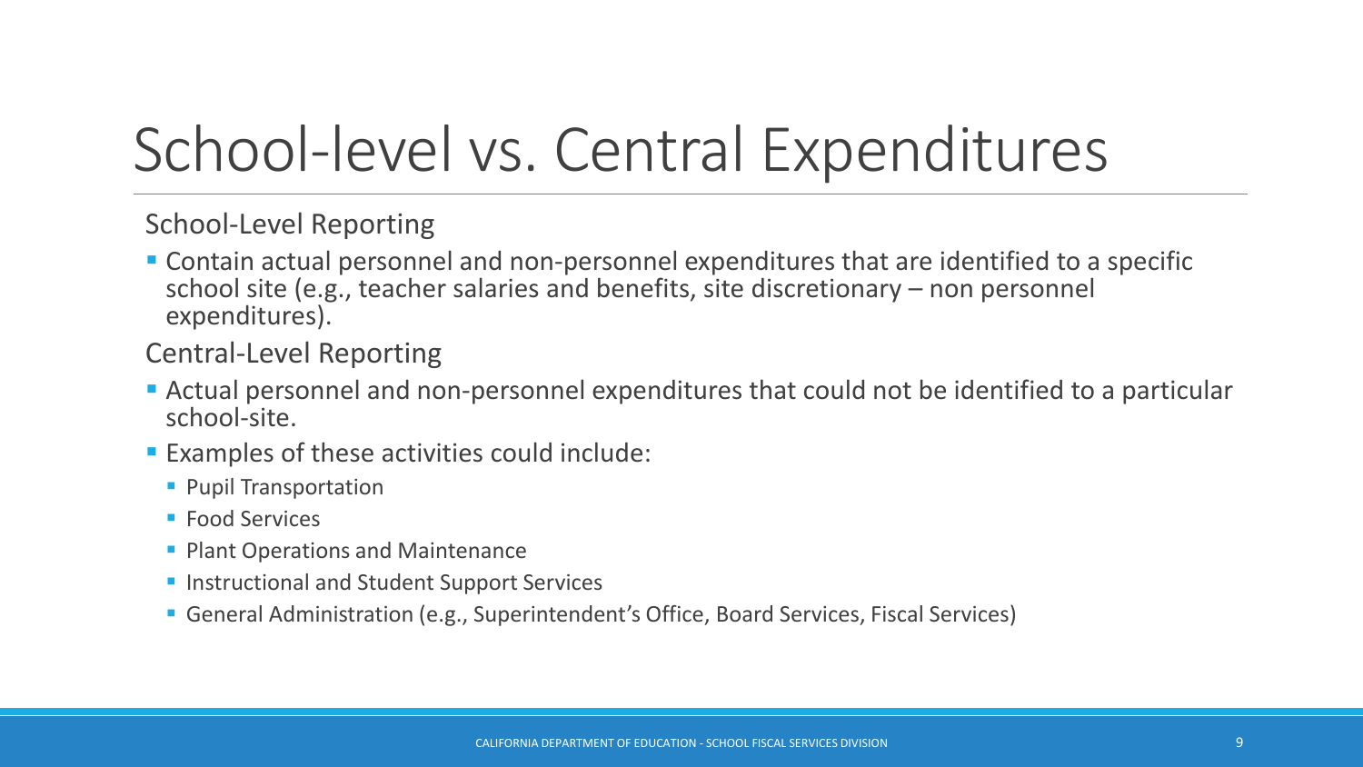# School-level vs. Central Expenditures

School-Level Reporting

- Contain actual personnel and non-personnel expenditures that are identified to a specific school site (e.g., teacher salaries and benefits, site discretionary – non personnel expenditures).

Central-Level Reporting

- Actual personnel and non-personnel expenditures that could not be identified to a particular school-site.
- Examples of these activities could include:
  - Pupil Transportation
  - Food Services
  - Plant Operations and Maintenance
  - Instructional and Student Support Services
  - General Administration (e.g., Superintendent's Office, Board Services, Fiscal Services)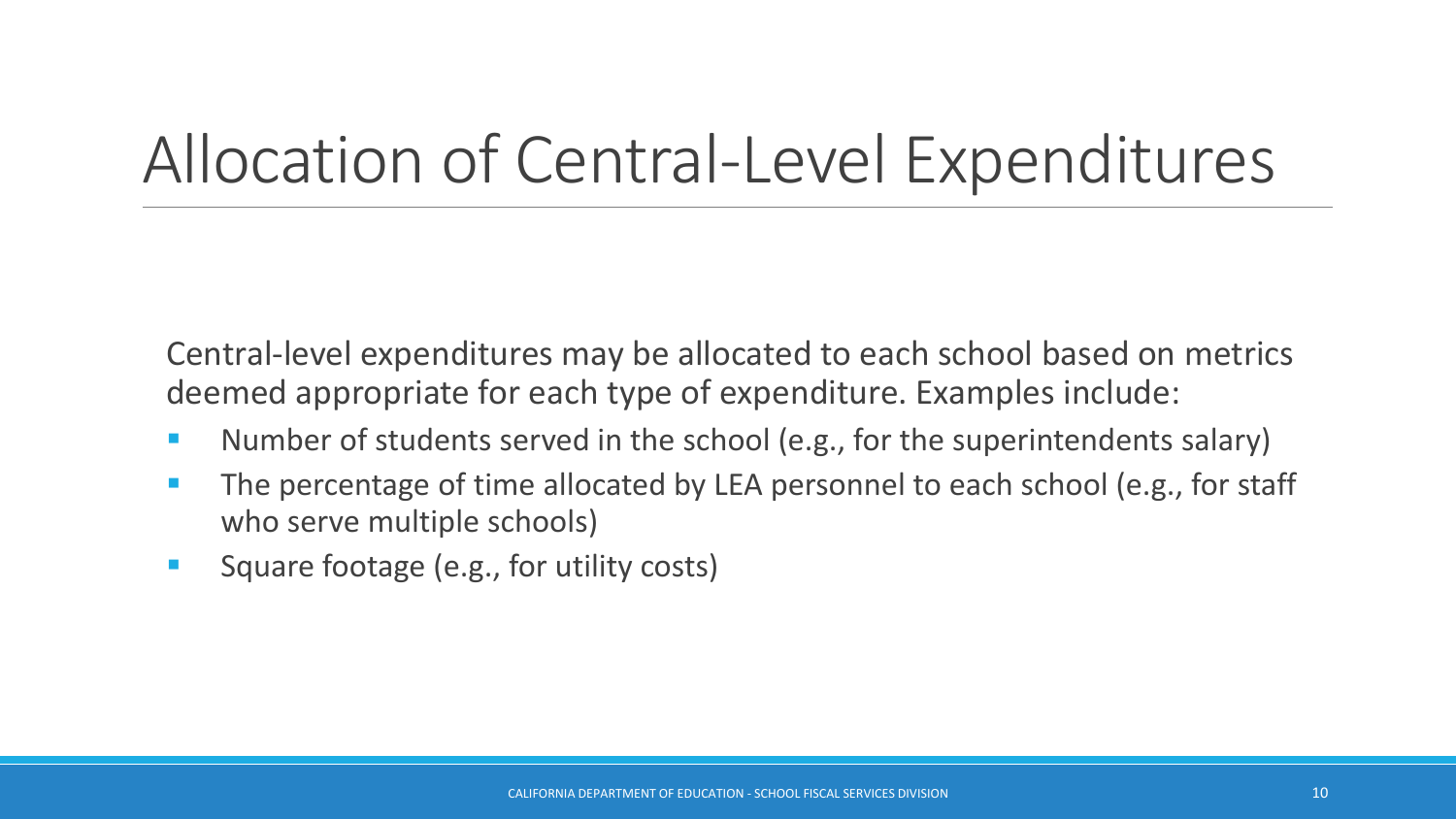# Allocation of Central-Level Expenditures

Central-level expenditures may be allocated to each school based on metrics deemed appropriate for each type of expenditure. Examples include:

- Number of students served in the school (e.g., for the superintendents salary)
- The percentage of time allocated by LEA personnel to each school (e.g., for staff who serve multiple schools)
- Square footage (e.g., for utility costs)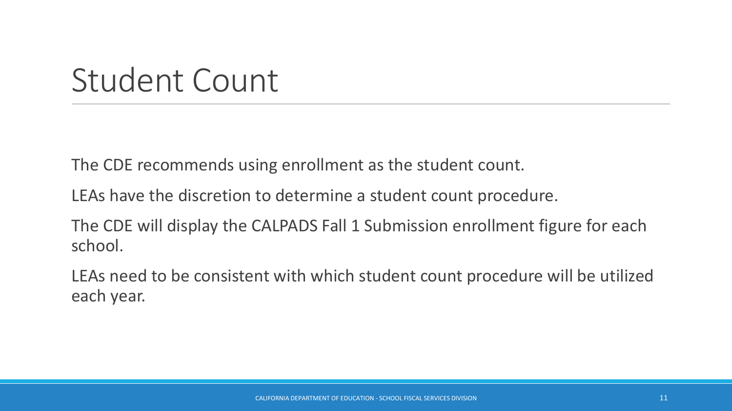# Student Count

The CDE recommends using enrollment as the student count.

LEAs have the discretion to determine a student count procedure.

The CDE will display the CALPADS Fall 1 Submission enrollment figure for each school.

LEAs need to be consistent with which student count procedure will be utilized each year.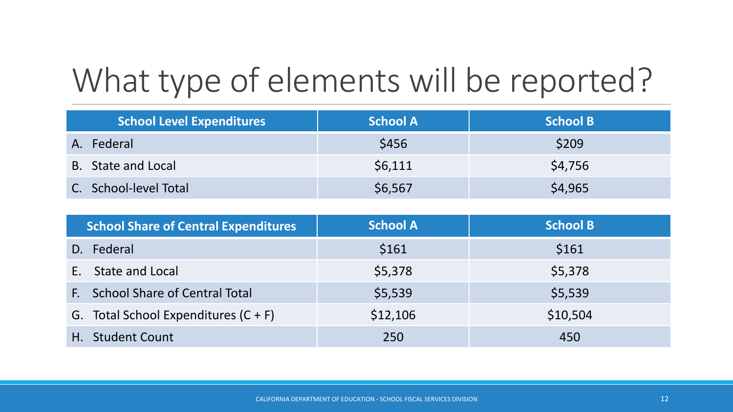# What type of elements will be reported?

| School Level Expenditures | School A | School B |
|---|---|---|
| A. Federal | $456 | $209 |
| B. State and Local | $6,111 | $4,756 |
| C. School-level Total | $6,567 | $4,965 |

| School Share of Central Expenditures | School A | School B |
|---|---|---|
| D. Federal | $161 | $161 |
| E. State and Local | $5,378 | $5,378 |
| F. School Share of Central Total | $5,539 | $5,539 |
| G. Total School Expenditures (C + F) | $12,106 | $10,504 |
| H. Student Count | 250 | 450 |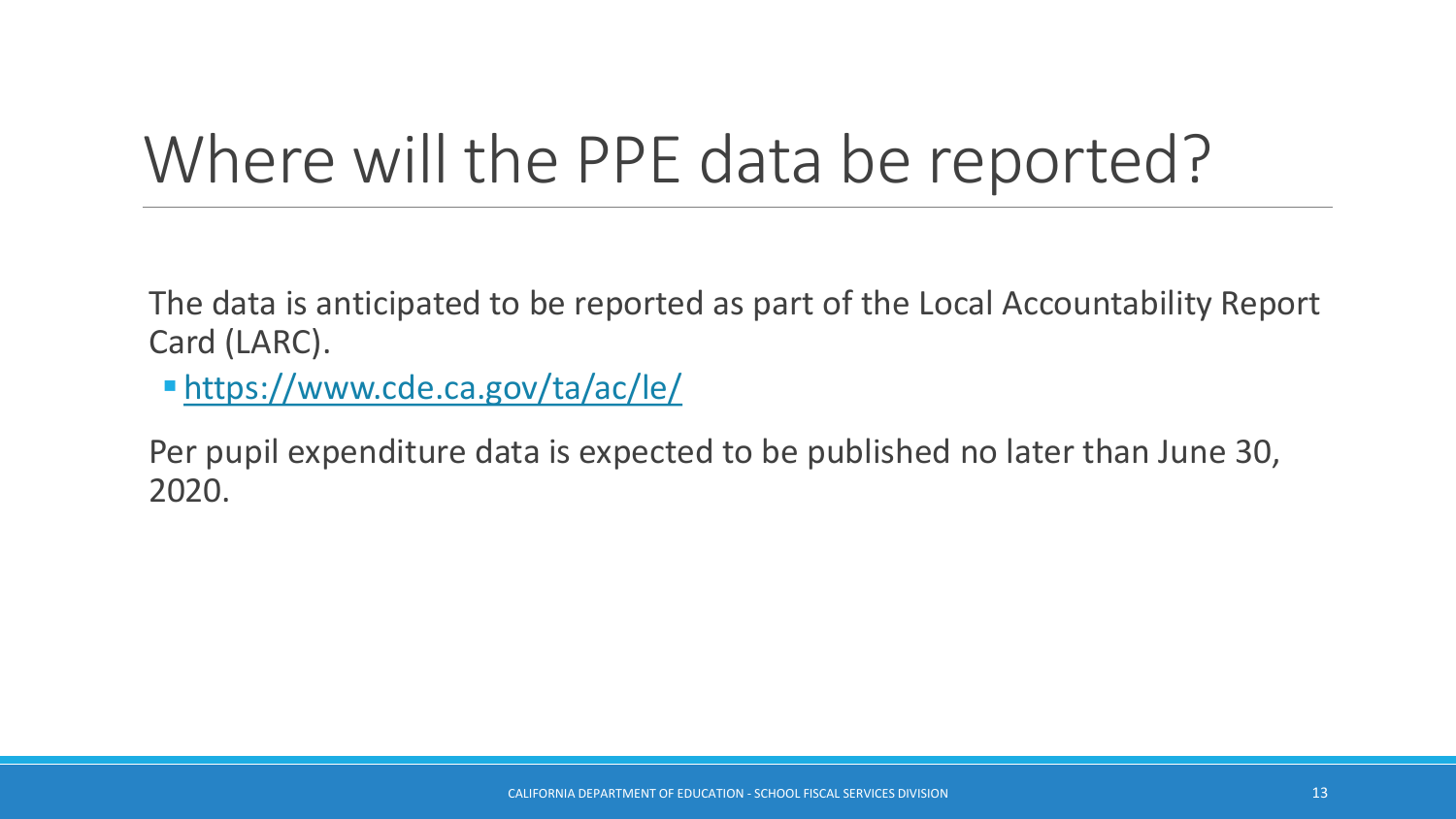# Where will the PPE data be reported?

The data is anticipated to be reported as part of the Local Accountability Report Card (LARC).

- https://www.cde.ca.gov/ta/ac/le/

Per pupil expenditure data is expected to be published no later than June 30, 2020.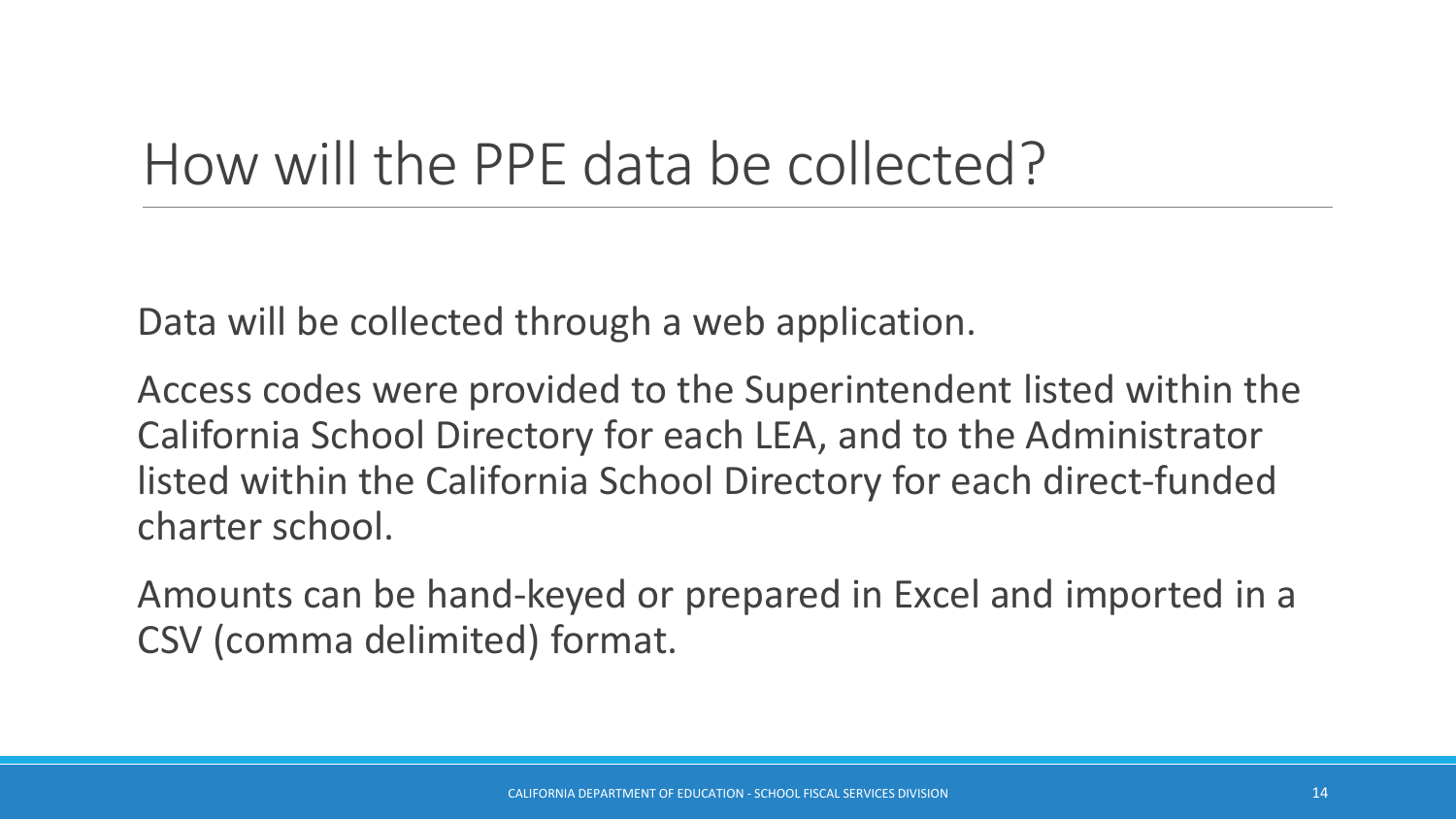# How will the PPE data be collected?

Data will be collected through a web application.

Access codes were provided to the Superintendent listed within the California School Directory for each LEA, and to the Administrator listed within the California School Directory for each direct-funded charter school.

Amounts can be hand-keyed or prepared in Excel and imported in a CSV (comma delimited) format.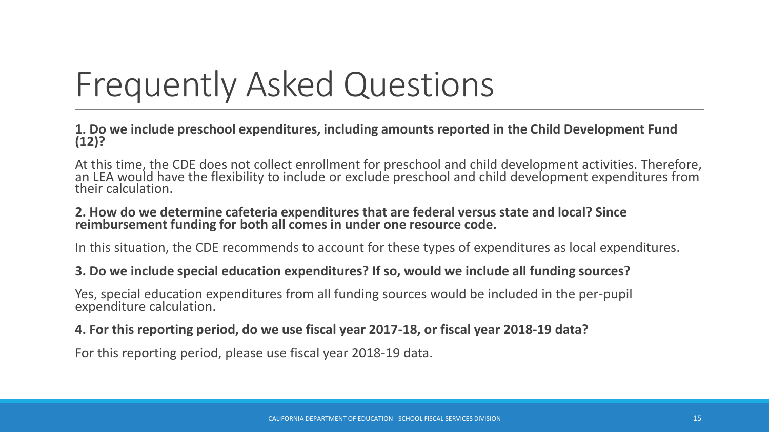# Frequently Asked Questions

**1. Do we include preschool expenditures, including amounts reported in the Child Development Fund (12)?**

At this time, the CDE does not collect enrollment for preschool and child development activities. Therefore, an LEA would have the flexibility to include or exclude preschool and child development expenditures from their calculation.

**2. How do we determine cafeteria expenditures that are federal versus state and local? Since reimbursement funding for both all comes in under one resource code.**

In this situation, the CDE recommends to account for these types of expenditures as local expenditures.

**3. Do we include special education expenditures? If so, would we include all funding sources?**

Yes, special education expenditures from all funding sources would be included in the per-pupil expenditure calculation.

**4. For this reporting period, do we use fiscal year 2017-18, or fiscal year 2018-19 data?**

For this reporting period, please use fiscal year 2018-19 data.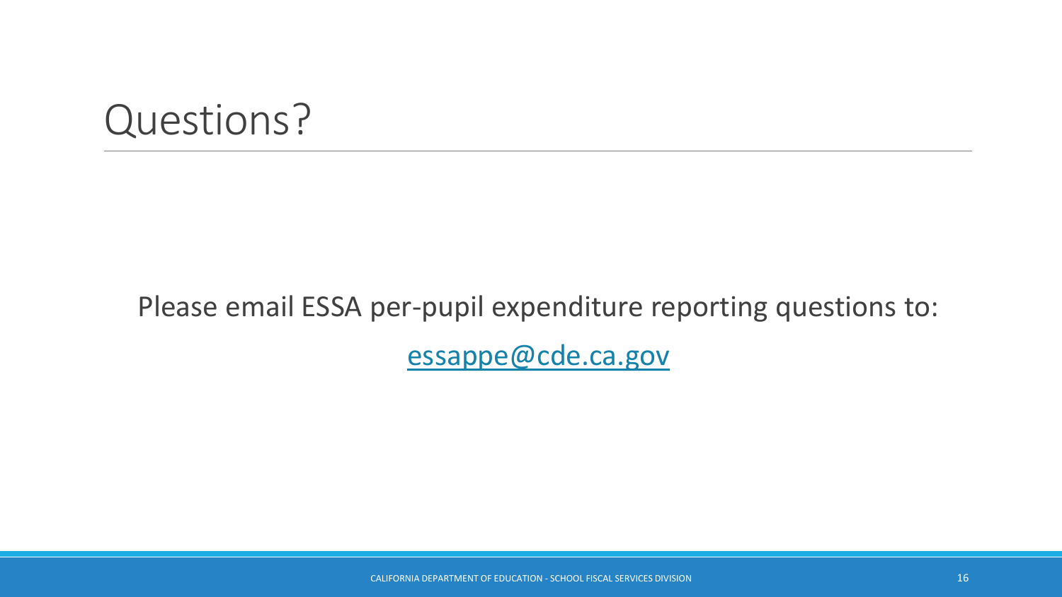# Questions?

Please email ESSA per-pupil expenditure reporting questions to:

essappe@cde.ca.gov